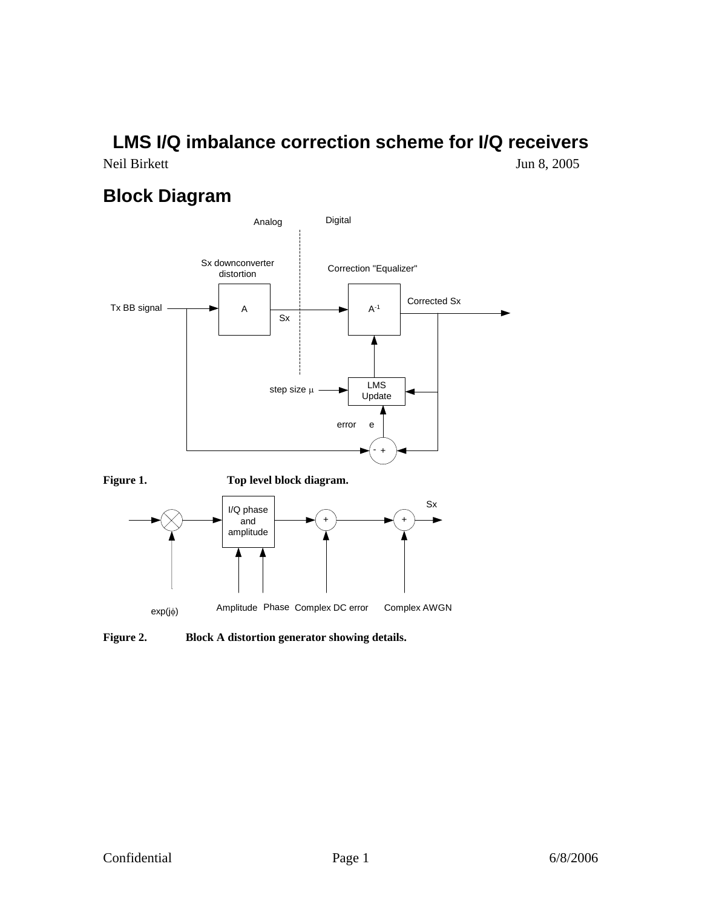# LMS I/Q imbalance correction scheme for I/Q receivers

Neil Birkett                                                                                                   Jun 8, 2005

## Block Diagram

Analog    Digital

Sx downconverter distortion

Correction "Equalizer"

Tx BB signal

A

Sx

$A^{-1}$

Corrected Sx

step size $\mu$

LMS Update

error    e

- +

**Figure 1.**                    **Top level block diagram.**

I/Q phase and amplitude

Sx

exp($j\phi$)

Amplitude  Phase  Complex DC error    Complex AWGN

**Figure 2.**          **Block A distortion generator showing details.**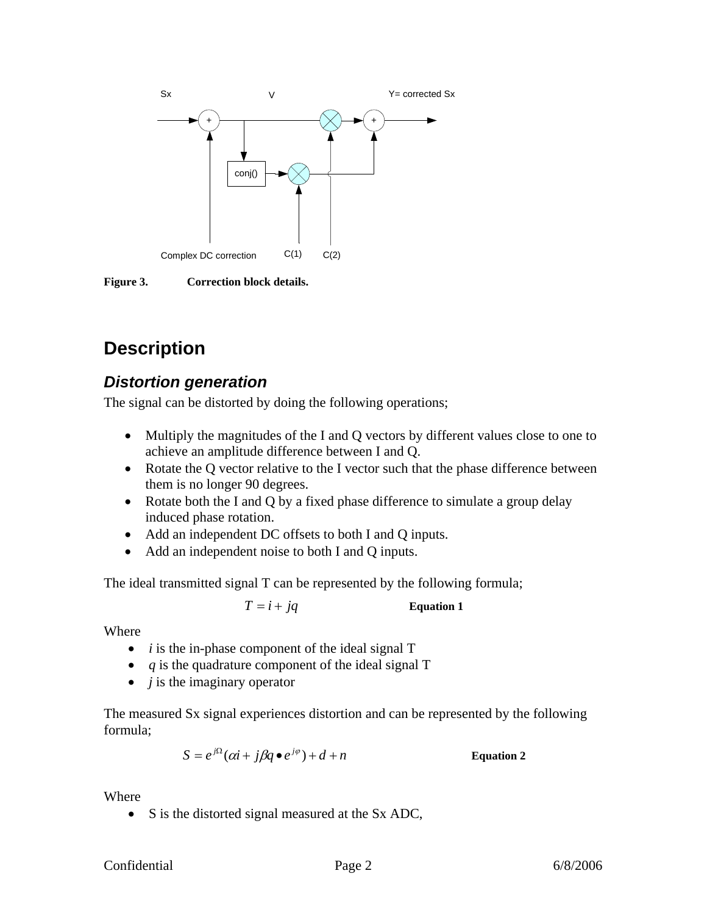Figure 3. Correction block details.

# Description

## *Distortion generation*

The signal can be distorted by doing the following operations;

- Multiply the magnitudes of the I and Q vectors by different values close to one to achieve an amplitude difference between I and Q.
- Rotate the Q vector relative to the I vector such that the phase difference between them is no longer 90 degrees.
- Rotate both the I and Q by a fixed phase difference to simulate a group delay induced phase rotation.
- Add an independent DC offsets to both I and Q inputs.
- Add an independent noise to both I and Q inputs.

The ideal transmitted signal T can be represented by the following formula;

$$T = i + jq \qquad \textbf{Equation 1}$$

Where

- $i$ is the in-phase component of the ideal signal T
- $q$ is the quadrature component of the ideal signal T
- $j$ is the imaginary operator

The measured Sx signal experiences distortion and can be represented by the following formula;

$$S = e^{j\Omega}(\alpha i + j\beta q \bullet e^{j\varphi}) + d + n \qquad \textbf{Equation 2}$$

Where

- S is the distorted signal measured at the Sx ADC,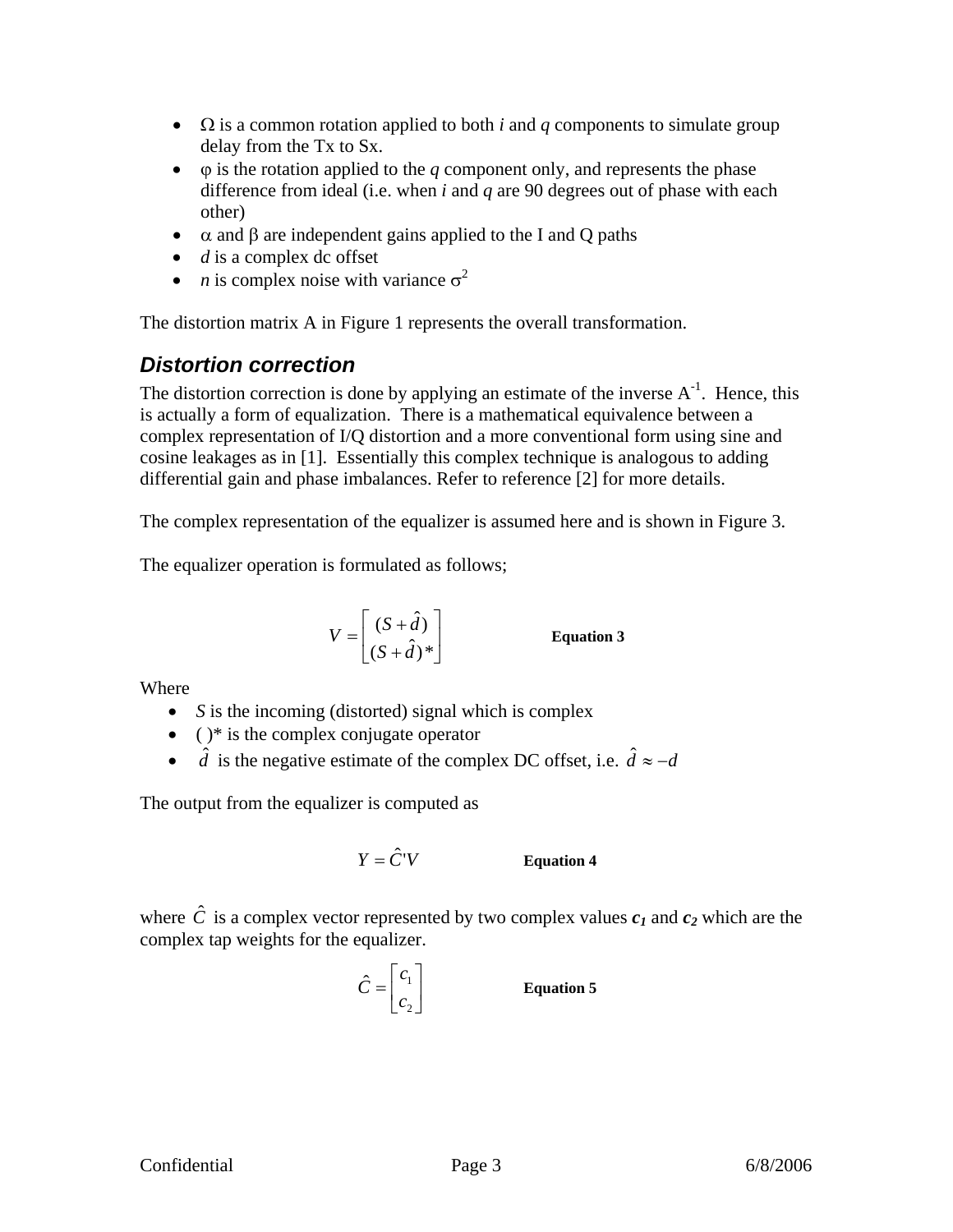- $\Omega$ is a common rotation applied to both *i* and *q* components to simulate group delay from the Tx to Sx.
- $\varphi$ is the rotation applied to the *q* component only, and represents the phase difference from ideal (i.e. when *i* and *q* are 90 degrees out of phase with each other)
- $\alpha$ and $\beta$ are independent gains applied to the I and Q paths
- $d$ is a complex dc offset
- $n$ is complex noise with variance $\sigma^2$

The distortion matrix A in Figure 1 represents the overall transformation.

## *Distortion correction*

The distortion correction is done by applying an estimate of the inverse $A^{-1}$. Hence, this is actually a form of equalization. There is a mathematical equivalence between a complex representation of I/Q distortion and a more conventional form using sine and cosine leakages as in [1]. Essentially this complex technique is analogous to adding differential gain and phase imbalances. Refer to reference [2] for more details.

The complex representation of the equalizer is assumed here and is shown in Figure 3.

The equalizer operation is formulated as follows;

$$V = \begin{bmatrix} (S+\hat{d}) \\ (S+\hat{d})^* \end{bmatrix} \qquad \textbf{Equation 3}$$

Where

- $S$ is the incoming (distorted) signal which is complex
- $(\,)^*$ is the complex conjugate operator
- $\hat{d}$ is the negative estimate of the complex DC offset, i.e. $\hat{d} \approx -d$

The output from the equalizer is computed as

$$Y = \hat{C}'V \qquad \textbf{Equation 4}$$

where $\hat{C}$ is a complex vector represented by two complex values $\boldsymbol{c_1}$ and $\boldsymbol{c_2}$ which are the complex tap weights for the equalizer.

$$\hat{C} = \begin{bmatrix} c_1 \\ c_2 \end{bmatrix} \qquad \textbf{Equation 5}$$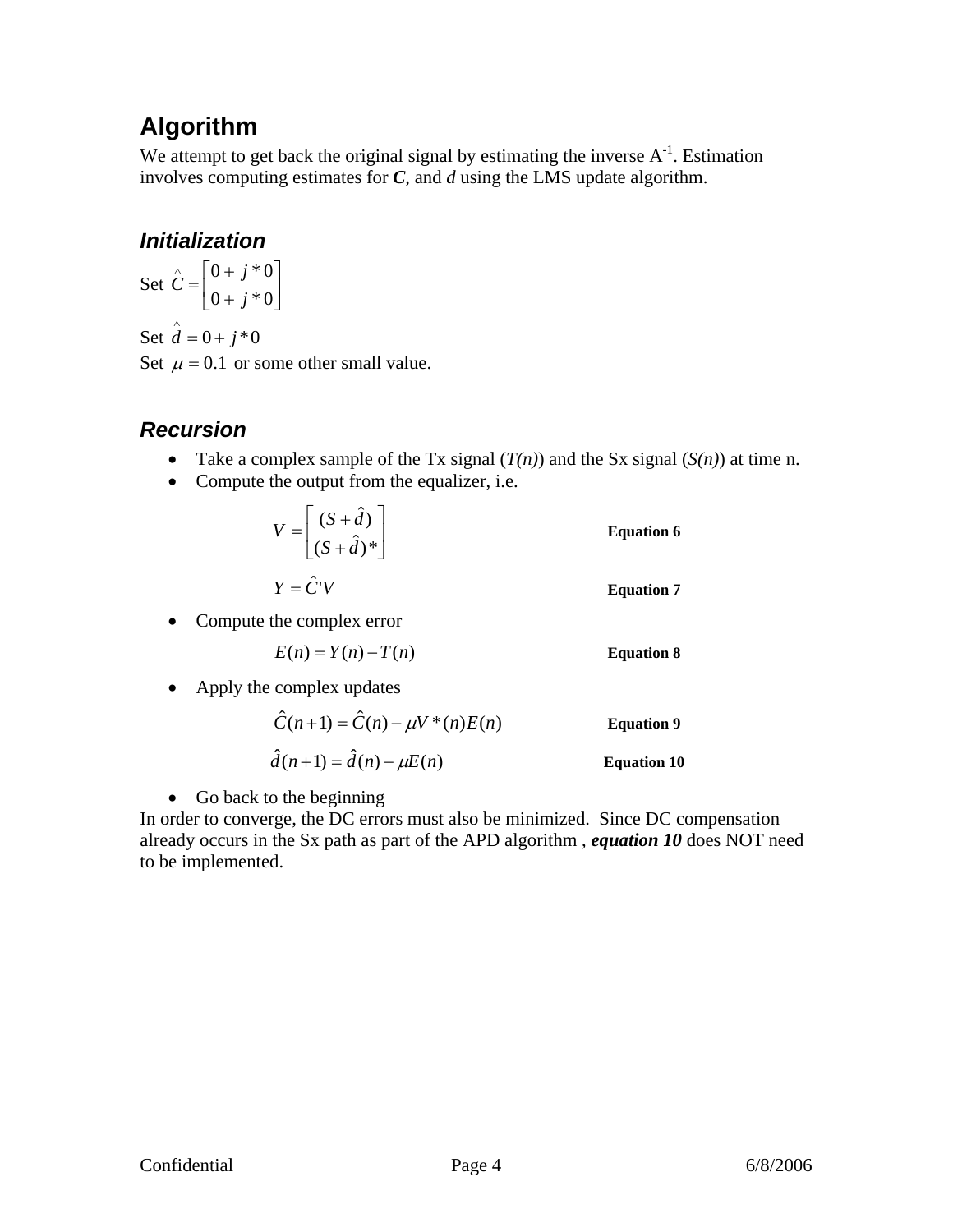## Algorithm

We attempt to get back the original signal by estimating the inverse $A^{-1}$. Estimation involves computing estimates for ***C***, and *d* using the LMS update algorithm.

### Initialization

Set $\hat{C} = \begin{bmatrix} 0 + j*0 \\ 0 + j*0 \end{bmatrix}$

Set $\hat{d} = 0 + j*0$

Set $\mu = 0.1$ or some other small value.

### Recursion

- Take a complex sample of the Tx signal (*T(n)*) and the Sx signal (*S(n)*) at time n.
- Compute the output from the equalizer, i.e.

$$V = \begin{bmatrix} (S + \hat{d}) \\ (S + \hat{d})* \end{bmatrix} \qquad \textbf{Equation 6}$$

$$Y = \hat{C}'V \qquad \textbf{Equation 7}$$

- Compute the complex error

$$E(n) = Y(n) - T(n) \qquad \textbf{Equation 8}$$

- Apply the complex updates

$$\hat{C}(n+1) = \hat{C}(n) - \mu V*(n)E(n) \qquad \textbf{Equation 9}$$

$$\hat{d}(n+1) = \hat{d}(n) - \mu E(n) \qquad \textbf{Equation 10}$$

- Go back to the beginning

In order to converge, the DC errors must also be minimized. Since DC compensation already occurs in the Sx path as part of the APD algorithm , ***equation 10*** does NOT need to be implemented.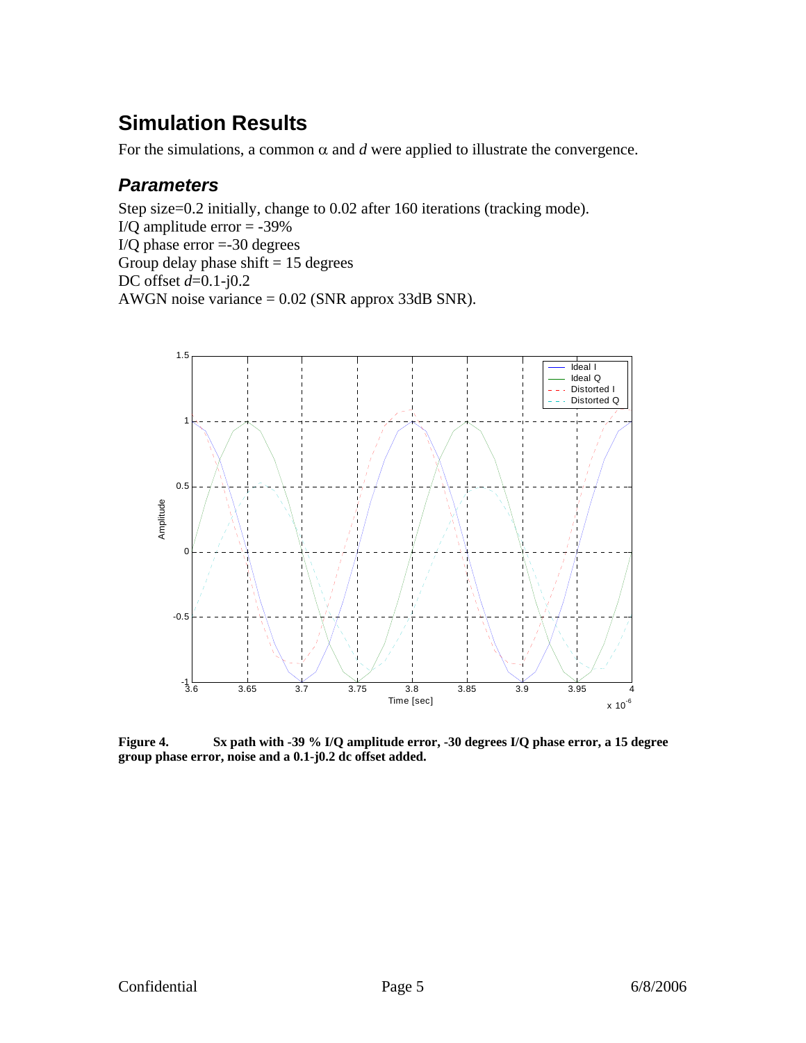## Simulation Results

For the simulations, a common $\alpha$ and $d$ were applied to illustrate the convergence.

### *Parameters*

Step size=0.2 initially, change to 0.02 after 160 iterations (tracking mode).
I/Q amplitude error = -39%
I/Q phase error =-30 degrees
Group delay phase shift = 15 degrees
DC offset $d$=0.1-j0.2
AWGN noise variance = 0.02 (SNR approx 33dB SNR).

**Figure 4.** **Sx path with -39 % I/Q amplitude error, -30 degrees I/Q phase error, a 15 degree group phase error, noise and a 0.1-j0.2 dc offset added.**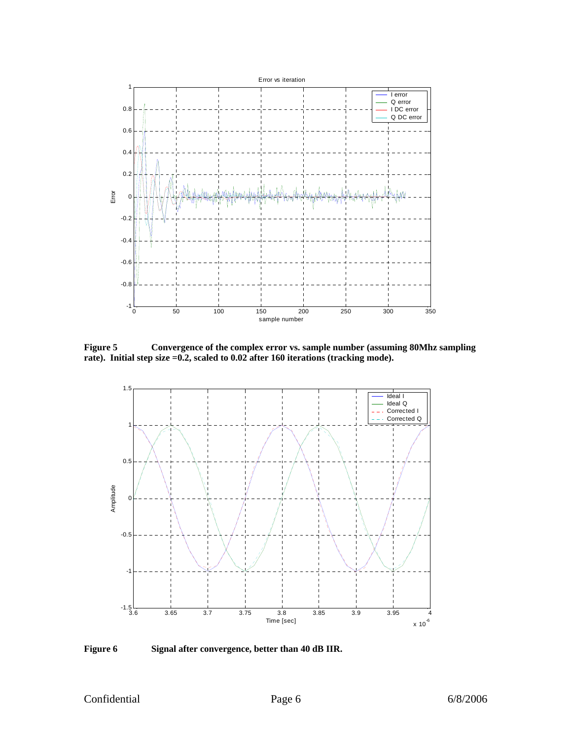**Figure 5** Convergence of the complex error vs. sample number (assuming 80Mhz sampling rate). Initial step size =0.2, scaled to 0.02 after 160 iterations (tracking mode).

**Figure 6** Signal after convergence, better than 40 dB IIR.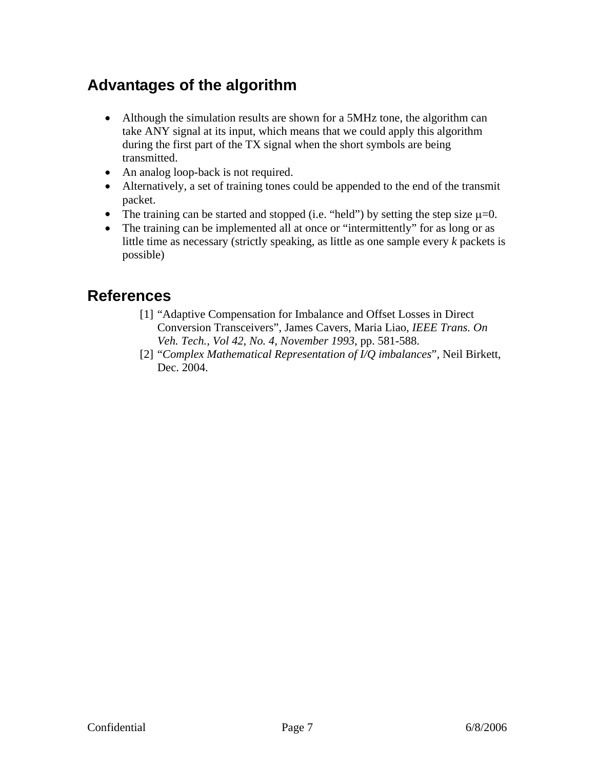## Advantages of the algorithm

- Although the simulation results are shown for a 5MHz tone, the algorithm can take ANY signal at its input, which means that we could apply this algorithm during the first part of the TX signal when the short symbols are being transmitted.
- An analog loop-back is not required.
- Alternatively, a set of training tones could be appended to the end of the transmit packet.
- The training can be started and stopped (i.e. "held") by setting the step size $\mu=0$.
- The training can be implemented all at once or "intermittently" for as long or as little time as necessary (strictly speaking, as little as one sample every *k* packets is possible)

## References

[1] "Adaptive Compensation for Imbalance and Offset Losses in Direct Conversion Transceivers", James Cavers, Maria Liao, *IEEE Trans. On Veh. Tech., Vol 42, No. 4, November 1993*, pp. 581-588.

[2] "*Complex Mathematical Representation of I/Q imbalances*", Neil Birkett, Dec. 2004.